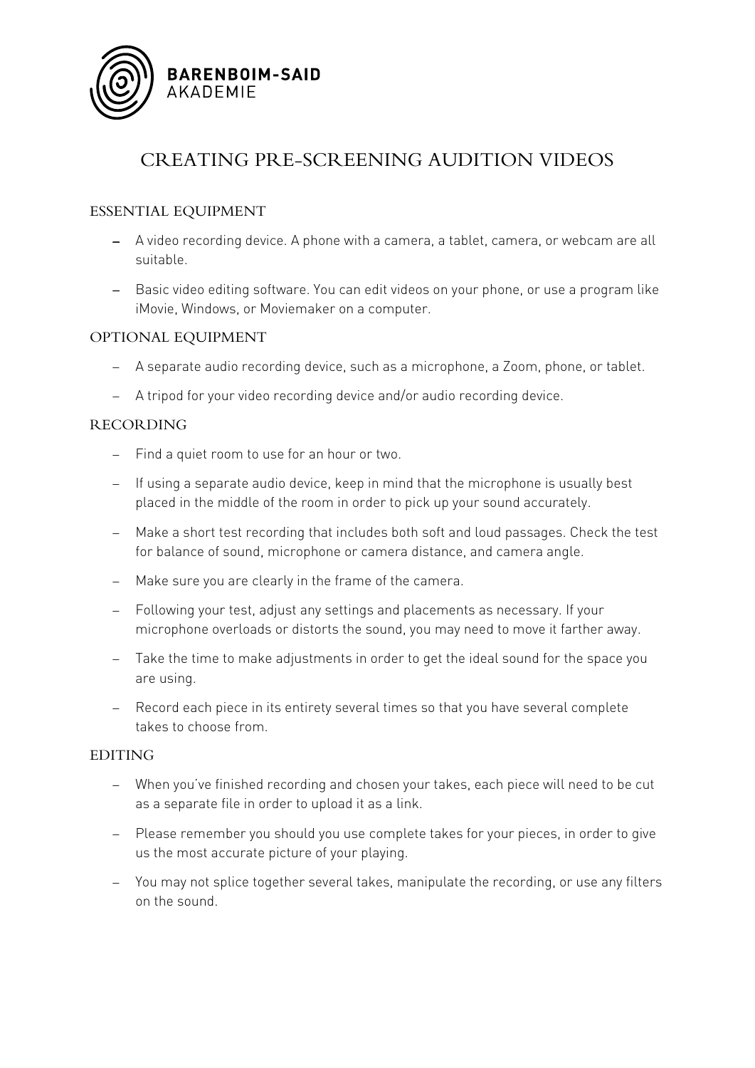BARENBOIM-SAID
AKADEMIE

# CREATING PRE-SCREENING AUDITION VIDEOS

## ESSENTIAL EQUIPMENT

- A video recording device. A phone with a camera, a tablet, camera, or webcam are all suitable.
- Basic video editing software. You can edit videos on your phone, or use a program like iMovie, Windows, or Moviemaker on a computer.

## OPTIONAL EQUIPMENT

- A separate audio recording device, such as a microphone, a Zoom, phone, or tablet.
- A tripod for your video recording device and/or audio recording device.

## RECORDING

- Find a quiet room to use for an hour or two.
- If using a separate audio device, keep in mind that the microphone is usually best placed in the middle of the room in order to pick up your sound accurately.
- Make a short test recording that includes both soft and loud passages. Check the test for balance of sound, microphone or camera distance, and camera angle.
- Make sure you are clearly in the frame of the camera.
- Following your test, adjust any settings and placements as necessary. If your microphone overloads or distorts the sound, you may need to move it farther away.
- Take the time to make adjustments in order to get the ideal sound for the space you are using.
- Record each piece in its entirety several times so that you have several complete takes to choose from.

## EDITING

- When you've finished recording and chosen your takes, each piece will need to be cut as a separate file in order to upload it as a link.
- Please remember you should you use complete takes for your pieces, in order to give us the most accurate picture of your playing.
- You may not splice together several takes, manipulate the recording, or use any filters on the sound.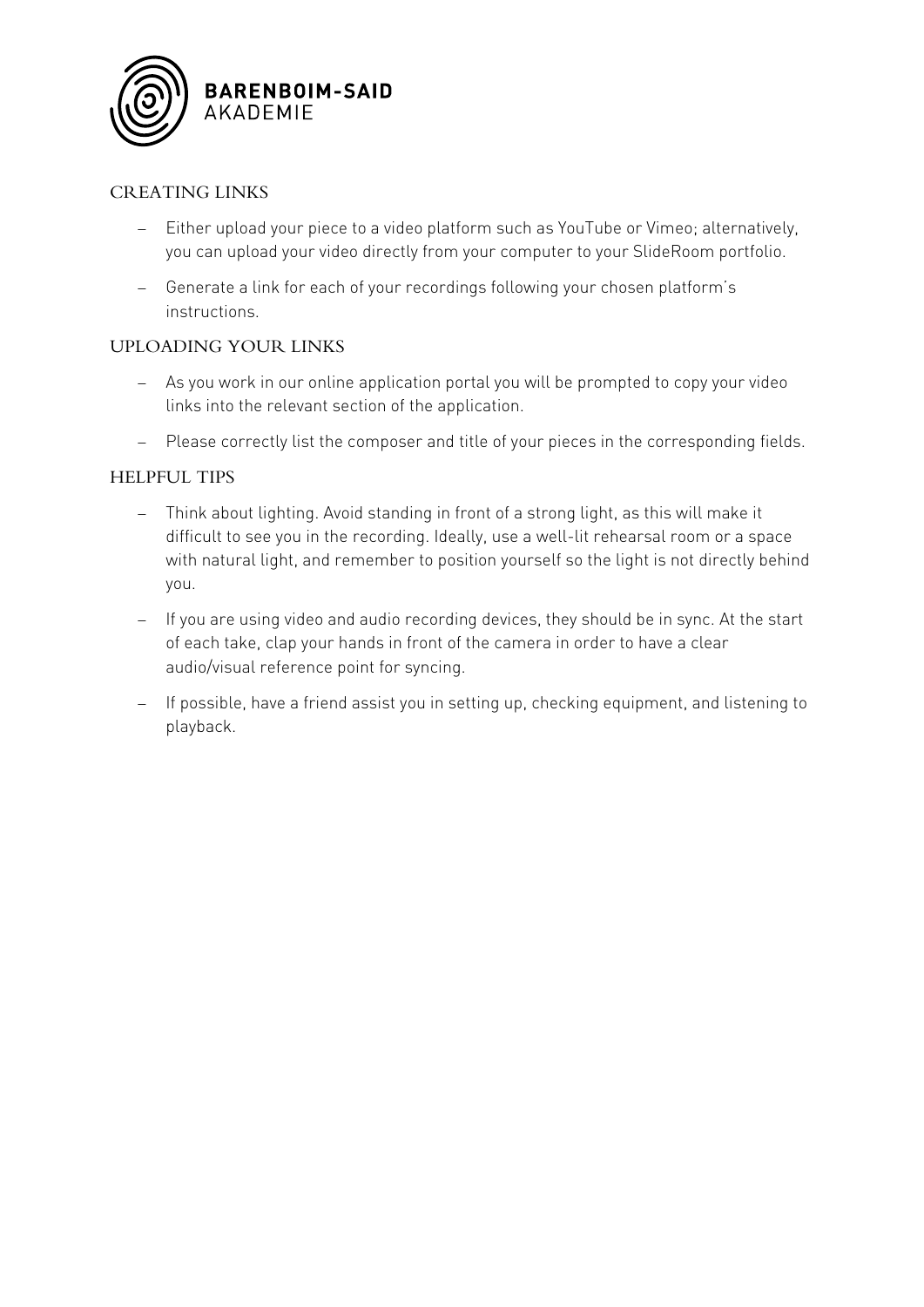## CREATING LINKS

- Either upload your piece to a video platform such as YouTube or Vimeo; alternatively, you can upload your video directly from your computer to your SlideRoom portfolio.
- Generate a link for each of your recordings following your chosen platform's instructions.

## UPLOADING YOUR LINKS

- As you work in our online application portal you will be prompted to copy your video links into the relevant section of the application.
- Please correctly list the composer and title of your pieces in the corresponding fields.

## HELPFUL TIPS

- Think about lighting. Avoid standing in front of a strong light, as this will make it difficult to see you in the recording. Ideally, use a well-lit rehearsal room or a space with natural light, and remember to position yourself so the light is not directly behind you.
- If you are using video and audio recording devices, they should be in sync. At the start of each take, clap your hands in front of the camera in order to have a clear audio/visual reference point for syncing.
- If possible, have a friend assist you in setting up, checking equipment, and listening to playback.